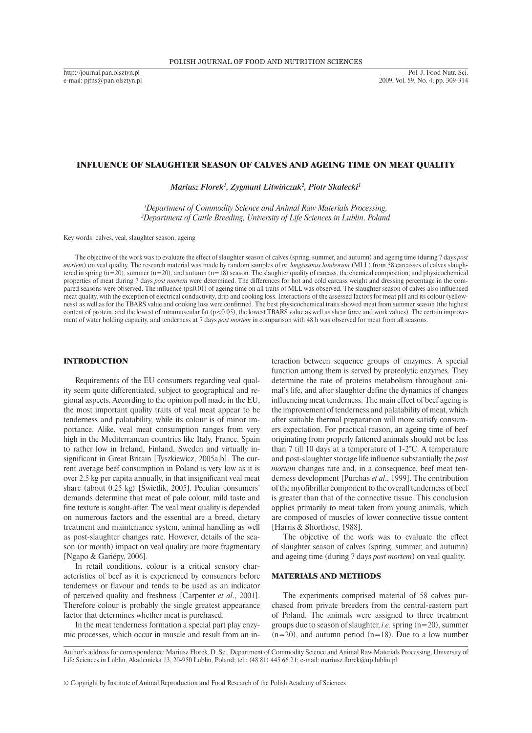# INFLUENCE OF SLAUGHTER SEASON OF CALVES AND AGEING TIME ON MEAT QUALITY

*Mariusz Florek[1], Zygmunt Litwińczuk[2], Piotr Skałecki[1]*

[1]*Department of Commodity Science and Animal Raw Materials Processing,*
[2]*Department of Cattle Breeding, University of Life Sciences in Lublin, Poland*

Key words: calves, veal, slaughter season, ageing

The objective of the work was to evaluate the effect of slaughter season of calves (spring, summer, and autumn) and ageing time (during 7 days *post mortem*) on veal quality. The research material was made by random samples of *m. longissimus lumborum* (MLL) from 58 carcasses of calves slaughtered in spring (n=20), summer (n=20), and autumn (n=18) season. The slaughter quality of carcass, the chemical composition, and physicochemical properties of meat during 7 days *post mortem* were determined. The differences for hot and cold carcass weight and dressing percentage in the compared seasons were observed. The influence ($p \leq 0.01$) of ageing time on all traits of MLL was observed. The slaughter season of calves also influenced meat quality, with the exception of electrical conductivity, drip and cooking loss. Interactions of the assessed factors for meat pH and its colour (yellowness) as well as for the TBARS value and cooking loss were confirmed. The best physicochemical traits showed meat from summer season (the highest content of protein, and the lowest of intramuscular fat ($p<0.05$), the lowest TBARS value as well as shear force and work values). The certain improvement of water holding capacity, and tenderness at 7 days *post mortem* in comparison with 48 h was observed for meat from all seasons.

## INTRODUCTION

Requirements of the EU consumers regarding veal quality seem quite differentiated, subject to geographical and regional aspects. According to the opinion poll made in the EU, the most important quality traits of veal meat appear to be tenderness and palatability, while its colour is of minor importance. Alike, veal meat consumption ranges from very high in the Mediterranean countries like Italy, France, Spain to rather low in Ireland, Finland, Sweden and virtually insignificant in Great Britain [Tyszkiewicz, 2005a,b]. The current average beef consumption in Poland is very low as it is over 2.5 kg per capita annually, in that insignificant veal meat share (about 0.25 kg) [Świetlik, 2005]. Peculiar consumers' demands determine that meat of pale colour, mild taste and fine texture is sought-after. The veal meat quality is depended on numerous factors and the essential are a breed, dietary treatment and maintenance system, animal handling as well as post-slaughter changes rate. However, details of the season (or month) impact on veal quality are more fragmentary [Ngapo & Gariépy, 2006].

In retail conditions, colour is a critical sensory characteristics of beef as it is experienced by consumers before tenderness or flavour and tends to be used as an indicator of perceived quality and freshness [Carpenter *et al*., 2001]. Therefore colour is probably the single greatest appearance factor that determines whether meat is purchased.

In the meat tenderness formation a special part play enzymic processes, which occur in muscle and result from an interaction between sequence groups of enzymes. A special function among them is served by proteolytic enzymes. They determine the rate of proteins metabolism throughout animal's life, and after slaughter define the dynamics of changes influencing meat tenderness. The main effect of beef ageing is the improvement of tenderness and palatability of meat, which after suitable thermal preparation will more satisfy consumers expectation. For practical reason, an ageing time of beef originating from properly fattened animals should not be less than 7 till 10 days at a temperature of 1-2°C. A temperature and post-slaughter storage life influence substantially the *post mortem* changes rate and, in a consequence, beef meat tenderness development [Purchas *et al*., 1999]. The contribution of the myofibrillar component to the overall tenderness of beef is greater than that of the connective tissue. This conclusion applies primarily to meat taken from young animals, which are composed of muscles of lower connective tissue content [Harris & Shorthose, 1988].

The objective of the work was to evaluate the effect of slaughter season of calves (spring, summer, and autumn) and ageing time (during 7 days *post mortem*) on veal quality.

## MATERIALS AND METHODS

The experiments comprised material of 58 calves purchased from private breeders from the central-eastern part of Poland. The animals were assigned to three treatment groups due to season of slaughter, *i.e.* spring (n=20), summer (n=20), and autumn period (n=18). Due to a low number

Author's address for correspondence: Mariusz Florek, D. Sc., Department of Commodity Science and Animal Raw Materials Processing, University of Life Sciences in Lublin, Akademicka 13, 20-950 Lublin, Poland; tel.: (48 81) 445 66 21; e-mail: mariusz.florek@up.lublin.pl

© Copyright by Institute of Animal Reproduction and Food Research of the Polish Academy of Sciences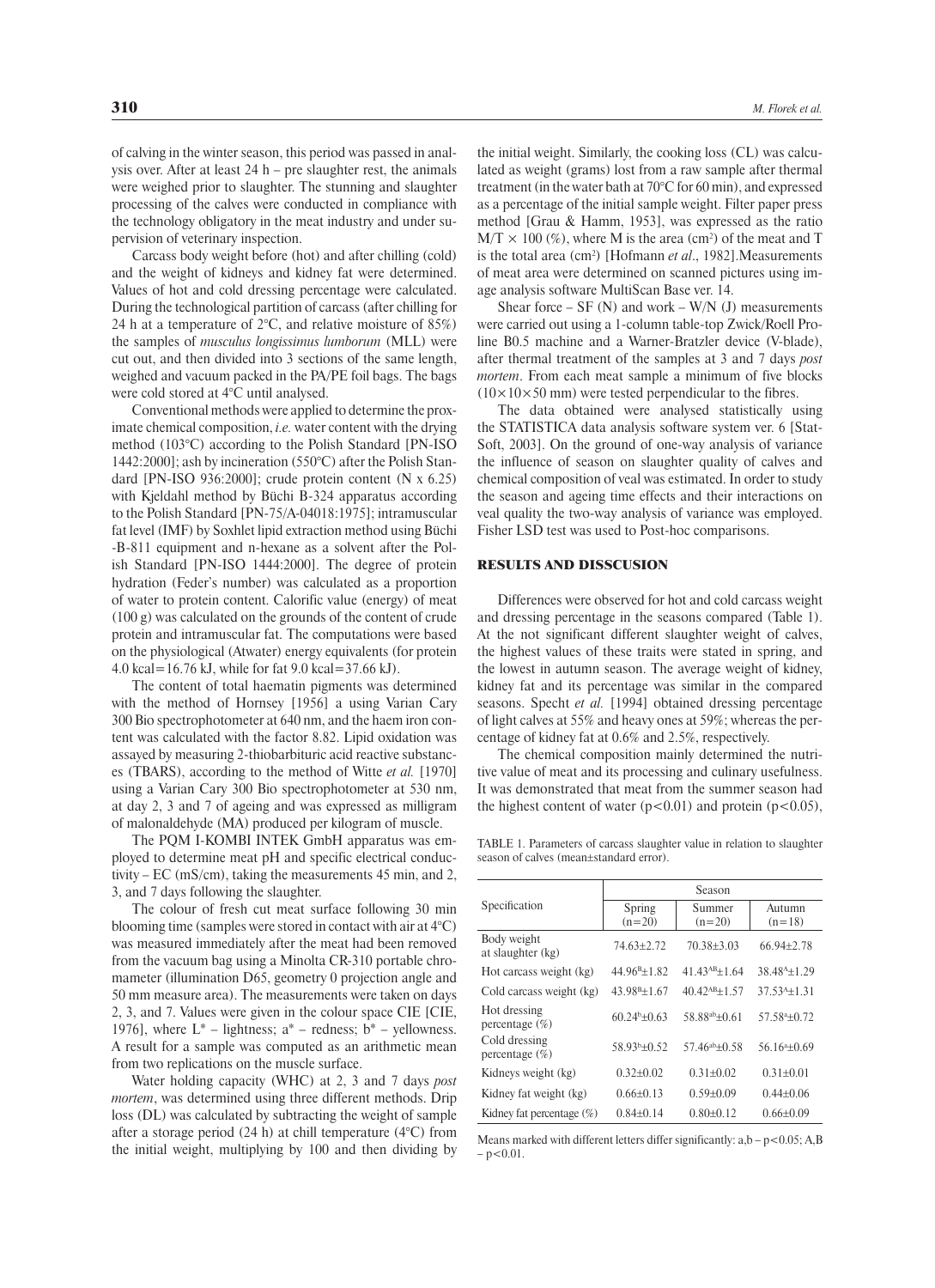of calving in the winter season, this period was passed in analysis over. After at least 24 h – pre slaughter rest, the animals were weighed prior to slaughter. The stunning and slaughter processing of the calves were conducted in compliance with the technology obligatory in the meat industry and under supervision of veterinary inspection.

Carcass body weight before (hot) and after chilling (cold) and the weight of kidneys and kidney fat were determined. Values of hot and cold dressing percentage were calculated. During the technological partition of carcass (after chilling for 24 h at a temperature of 2°C, and relative moisture of 85%) the samples of *musculus longissimus lumborum* (MLL) were cut out, and then divided into 3 sections of the same length, weighed and vacuum packed in the PA/PE foil bags. The bags were cold stored at 4°C until analysed.

Conventional methods were applied to determine the proximate chemical composition, *i.e.* water content with the drying method (103°C) according to the Polish Standard [PN-ISO 1442:2000]; ash by incineration (550°C) after the Polish Standard [PN-ISO 936:2000]; crude protein content (N x 6.25) with Kjeldahl method by Büchi B-324 apparatus according to the Polish Standard [PN-75/A-04018:1975]; intramuscular fat level (IMF) by Soxhlet lipid extraction method using Büchi -B-811 equipment and n-hexane as a solvent after the Polish Standard [PN-ISO 1444:2000]. The degree of protein hydration (Feder's number) was calculated as a proportion of water to protein content. Calorific value (energy) of meat (100 g) was calculated on the grounds of the content of crude protein and intramuscular fat. The computations were based on the physiological (Atwater) energy equivalents (for protein 4.0 kcal=16.76 kJ, while for fat 9.0 kcal=37.66 kJ).

The content of total haematin pigments was determined with the method of Hornsey [1956] using Varian Cary 300 Bio spectrophotometer at 640 nm, and the haem iron content was calculated with the factor 8.82. Lipid oxidation was assayed by measuring 2-thiobarbituric acid reactive substances (TBARS), according to the method of Witte *et al.* [1970] using a Varian Cary 300 Bio spectrophotometer at 530 nm, at day 2, 3 and 7 of ageing and was expressed as milligram of malonaldehyde (MA) produced per kilogram of muscle.

The PQM I-KOMBI INTEK GmbH apparatus was employed to determine meat pH and specific electrical conductivity – EC (mS/cm), taking the measurements 45 min, and 2, 3, and 7 days following the slaughter.

The colour of fresh cut meat surface following 30 min blooming time (samples were stored in contact with air at 4°C) was measured immediately after the meat had been removed from the vacuum bag using a Minolta CR-310 portable chromameter (illumination D65, geometry 0 projection angle and 50 mm measure area). The measurements were taken on days 2, 3, and 7. Values were given in the colour space CIE [CIE, 1976], where L* – lightness; a* – redness; b* – yellowness. A result for a sample was computed as an arithmetic mean from two replications on the muscle surface.

Water holding capacity (WHC) at 2, 3 and 7 days *post mortem*, was determined using three different methods. Drip loss (DL) was calculated by subtracting the weight of sample after a storage period (24 h) at chill temperature (4°C) from the initial weight, multiplying by 100 and then dividing by the initial weight. Similarly, the cooking loss (CL) was calculated as weight (grams) lost from a raw sample after thermal treatment (in the water bath at 70°C for 60 min), and expressed as a percentage of the initial sample weight. Filter paper press method [Grau & Hamm, 1953], was expressed as the ratio $M/T \times 100$ (%), where M is the area (cm$^2$) of the meat and T is the total area (cm$^2$) [Hofmann *et al*., 1982]. Measurements of meat area were determined on scanned pictures using image analysis software MultiScan Base ver. 14.

Shear force – SF (N) and work – W/N (J) measurements were carried out using a 1-column table-top Zwick/Roell Proline B0.5 machine and a Warner-Bratzler device (V-blade), after thermal treatment of the samples at 3 and 7 days *post mortem*. From each meat sample a minimum of five blocks (10×10×50 mm) were tested perpendicular to the fibres.

The data obtained were analysed statistically using the STATISTICA data analysis software system ver. 6 [StatSoft, 2003]. On the ground of one-way analysis of variance the influence of season on slaughter quality of calves and chemical composition of veal was estimated. In order to study the season and ageing time effects and their interactions on veal quality the two-way analysis of variance was employed. Fisher LSD test was used to Post-hoc comparisons.

## RESULTS AND DISSCUSION

Differences were observed for hot and cold carcass weight and dressing percentage in the seasons compared (Table 1). At the not significant different slaughter weight of calves, the highest values of these traits were stated in spring, and the lowest in autumn season. The average weight of kidney, kidney fat and its percentage was similar in the compared seasons. Specht *et al.* [1994] obtained dressing percentage of light calves at 55% and heavy ones at 59%; whereas the percentage of kidney fat at 0.6% and 2.5%, respectively.

The chemical composition mainly determined the nutritive value of meat and its processing and culinary usefulness. It was demonstrated that meat from the summer season had the highest content of water ($p<0.01$) and protein ($p<0.05$),

TABLE 1. Parameters of carcass slaughter value in relation to slaughter season of calves (mean±standard error).

| Specification | Season | | |
|---|---|---|---|
| | Spring (n=20) | Summer (n=20) | Autumn (n=18) |
| Body weight at slaughter (kg) | 74.63±2.72 | 70.38±3.03 | 66.94±2.78 |
| Hot carcass weight (kg) | 44.96$^{B}$±1.82 | 41.43$^{AB}$±1.64 | 38.48$^{A}$±1.29 |
| Cold carcass weight (kg) | 43.98$^{B}$±1.67 | 40.42$^{AB}$±1.57 | 37.53$^{A}$±1.31 |
| Hot dressing percentage (%) | 60.24$^{b}$±0.63 | 58.88$^{ab}$±0.61 | 57.58$^{a}$±0.72 |
| Cold dressing percentage (%) | 58.93$^{b}$±0.52 | 57.46$^{ab}$±0.58 | 56.16$^{a}$±0.69 |
| Kidneys weight (kg) | 0.32±0.02 | 0.31±0.02 | 0.31±0.01 |
| Kidney fat weight (kg) | 0.66±0.13 | 0.59±0.09 | 0.44±0.06 |
| Kidney fat percentage (%) | 0.84±0.14 | 0.80±0.12 | 0.66±0.09 |

Means marked with different letters differ significantly: a,b – $p<0.05$; A,B – $p<0.01$.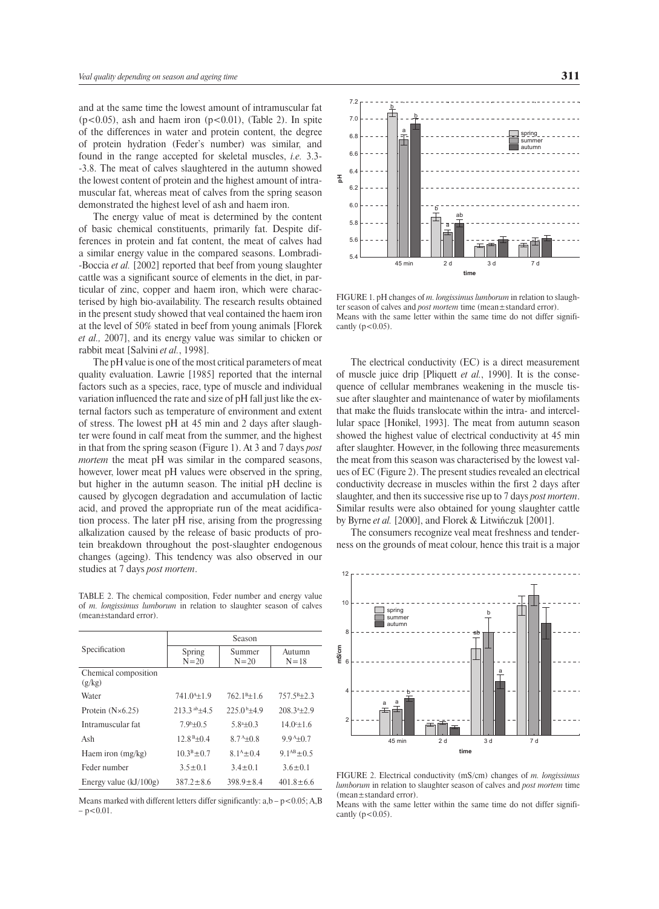and at the same time the lowest amount of intramuscular fat ($p<0.05$), ash and haem iron ($p<0.01$), (Table 2). In spite of the differences in water and protein content, the degree of protein hydration (Feder's number) was similar, and found in the range accepted for skeletal muscles, *i.e.* 3.3--3.8. The meat of calves slaughtered in the autumn showed the lowest content of protein and the highest amount of intramuscular fat, whereas meat of calves from the spring season demonstrated the highest level of ash and haem iron.

The energy value of meat is determined by the content of basic chemical constituents, primarily fat. Despite differences in protein and fat content, the meat of calves had a similar energy value in the compared seasons. Lombradi--Boccia *et al.* [2002] reported that beef from young slaughter cattle was a significant source of elements in the diet, in particular of zinc, copper and haem iron, which were characterised by high bio-availability. The research results obtained in the present study showed that veal contained the haem iron at the level of 50% stated in beef from young animals [Florek *et al.,* 2007], and its energy value was similar to chicken or rabbit meat [Salvini *et al.*, 1998].

The pH value is one of the most critical parameters of meat quality evaluation. Lawrie [1985] reported that the internal factors such as a species, race, type of muscle and individual variation influenced the rate and size of pH fall just like the external factors such as temperature of environment and extent of stress. The lowest pH at 45 min and 2 days after slaughter were found in calf meat from the summer, and the highest in that from the spring season (Figure 1). At 3 and 7 days *post mortem* the meat pH was similar in the compared seasons, however, lower meat pH values were observed in the spring, but higher in the autumn season. The initial pH decline is caused by glycogen degradation and accumulation of lactic acid, and proved the appropriate run of the meat acidification process. The later pH rise, arising from the progressing alkalization caused by the release of basic products of protein breakdown throughout the post-slaughter endogenous changes (ageing). This tendency was also observed in our studies at 7 days *post mortem*.

TABLE 2. The chemical composition, Feder number and energy value of *m. longissimus lumborum* in relation to slaughter season of calves (mean±standard error).

| Specification | Season | | |
|---|---|---|---|
| | Spring N=20 | Summer N=20 | Autumn N=18 |
| Chemical composition (g/kg) | | | |
| Water | $741.0^{A}$±1.9 | $762.1^{B}$±1.6 | $757.5^{B}$±2.3 |
| Protein (N×6.25) | $213.3^{ab}$±4.5 | $225.0^{b}$±4.9 | $208.3^{a}$±2.9 |
| Intramuscular fat | $7.9^{b}$±0.5 | $5.8^{a}$±0.3 | $14.0^{c}$±1.6 |
| Ash | $12.8^{B}$±0.4 | $8.7^{A}$±0.8 | $9.9^{A}$±0.7 |
| Haem iron (mg/kg) | $10.3^{B}$±0.7 | $8.1^{A}$±0.4 | $9.1^{AB}$±0.5 |
| Feder number | 3.5±0.1 | 3.4±0.1 | 3.6±0.1 |
| Energy value (kJ/100g) | 387.2±8.6 | 398.9±8.4 | 401.8±6.6 |

Means marked with different letters differ significantly: a,b – $p<0.05$; A,B – $p<0.01$.

FIGURE 1. pH changes of *m. longissimus lumborum* in relation to slaughter season of calves and *post mortem* time (mean±standard error).
Means with the same letter within the same time do not differ significantly ($p<0.05$).

The electrical conductivity (EC) is a direct measurement of muscle juice drip [Pliquett *et al.*, 1990]. It is the consequence of cellular membranes weakening in the muscle tissue after slaughter and maintenance of water by miofilaments that make the fluids translocate within the intra- and intercellular space [Honikel, 1993]. The meat from autumn season showed the highest value of electrical conductivity at 45 min after slaughter. However, in the following three measurements the meat from this season was characterised by the lowest values of EC (Figure 2). The present studies revealed an electrical conductivity decrease in muscles within the first 2 days after slaughter, and then its successive rise up to 7 days *post mortem*. Similar results were also obtained for young slaughter cattle by Byrne *et al.* [2000], and Florek & Litwińczuk [2001].

The consumers recognize veal meat freshness and tenderness on the grounds of meat colour, hence this trait is a major

FIGURE 2. Electrical conductivity (mS/cm) changes of *m. longissimus lumborum* in relation to slaughter season of calves and *post mortem* time (mean±standard error).
Means with the same letter within the same time do not differ significantly ($p<0.05$).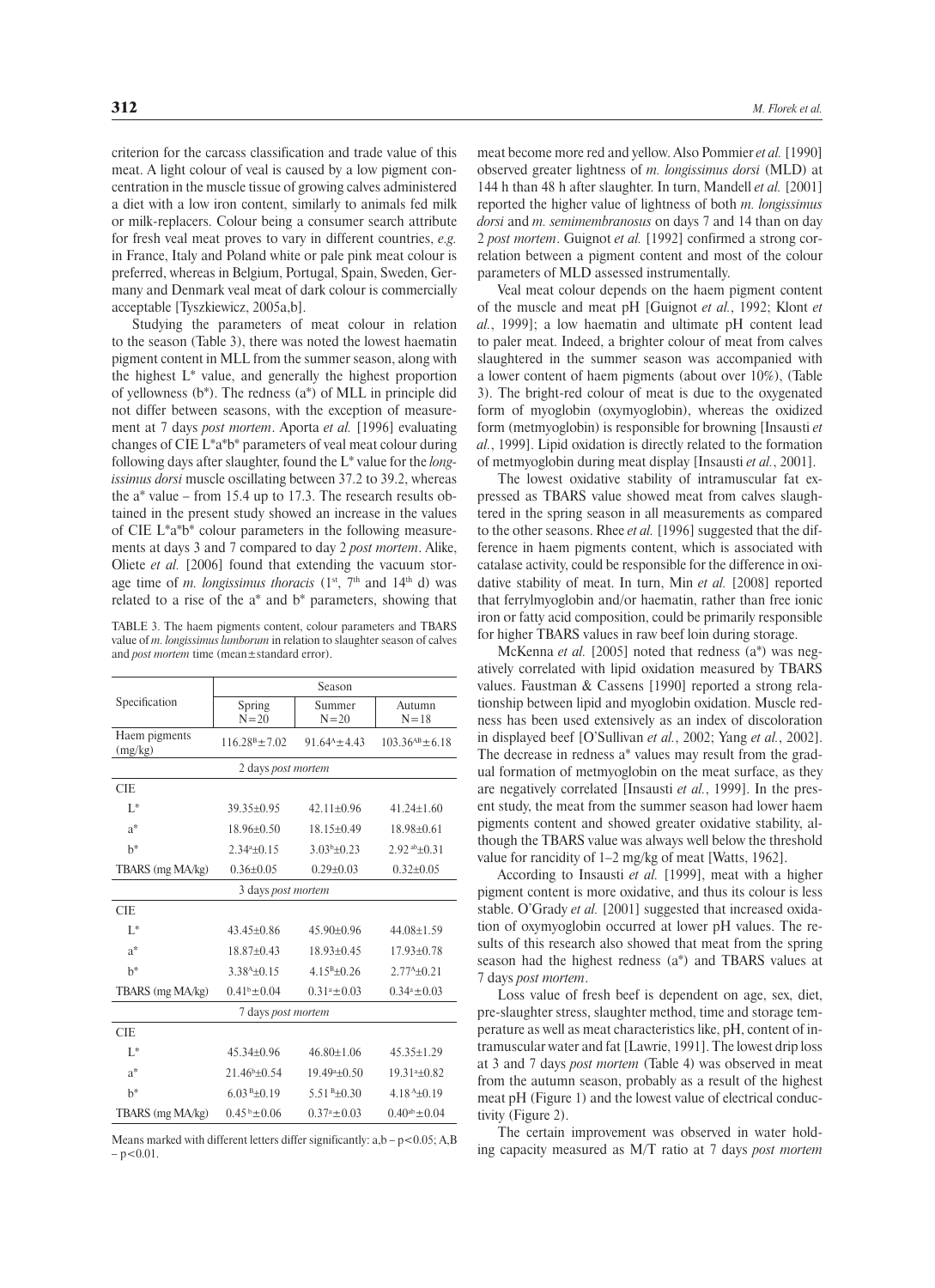criterion for the carcass classification and trade value of this meat. A light colour of veal is caused by a low pigment concentration in the muscle tissue of growing calves administered a diet with a low iron content, similarly to animals fed milk or milk-replacers. Colour being a consumer search attribute for fresh veal meat proves to vary in different countries, *e.g.* in France, Italy and Poland white or pale pink meat colour is preferred, whereas in Belgium, Portugal, Spain, Sweden, Germany and Denmark veal meat of dark colour is commercially acceptable [Tyszkiewicz, 2005a,b].

Studying the parameters of meat colour in relation to the season (Table 3), there was noted the lowest haematin pigment content in MLL from the summer season, along with the highest L* value, and generally the highest proportion of yellowness (b*). The redness (a*) of MLL in principle did not differ between seasons, with the exception of measurement at 7 days *post mortem*. Aporta *et al.* [1996] evaluating changes of CIE L*a*b* parameters of veal meat colour during following days after slaughter, found the L* value for the *longissimus dorsi* muscle oscillating between 37.2 to 39.2, whereas the a* value – from 15.4 up to 17.3. The research results obtained in the present study showed an increase in the values of CIE L*a*b* colour parameters in the following measurements at days 3 and 7 compared to day 2 *post mortem*. Alike, Oliete *et al.* [2006] found that extending the vacuum storage time of *m. longissimus thoracis* (1[st], 7[th] and 14[th] d) was related to a rise of the a* and b* parameters, showing that meat become more red and yellow. Also Pommier *et al.* [1990] observed greater lightness of *m. longissimus dorsi* (MLD) at 144 h than 48 h after slaughter. In turn, Mandell *et al.* [2001] reported the higher value of lightness of both *m. longissimus dorsi* and *m. semimembranosus* on days 7 and 14 than on day 2 *post mortem*. Guignot *et al.* [1992] confirmed a strong correlation between a pigment content and most of the colour parameters of MLD assessed instrumentally.

TABLE 3. The haem pigments content, colour parameters and TBARS value of *m. longissimus lumborum* in relation to slaughter season of calves and *post mortem* time (mean±standard error).

| Specification | Season | | |
|---|---|---|---|
| | Spring N=20 | Summer N=20 | Autumn N=18 |
| Haem pigments (mg/kg) | 116.28[B]±7.02 | 91.64[A]±4.43 | 103.36[AB]±6.18 |
| 2 days *post mortem* | | | |
| CIE | | | |
| L* | 39.35±0.95 | 42.11±0.96 | 41.24±1.60 |
| a* | 18.96±0.50 | 18.15±0.49 | 18.98±0.61 |
| b* | 2.34[a]±0.15 | 3.03[b]±0.23 | 2.92[ab]±0.31 |
| TBARS (mg MA/kg) | 0.36±0.05 | 0.29±0.03 | 0.32±0.05 |
| 3 days *post mortem* | | | |
| CIE | | | |
| L* | 43.45±0.86 | 45.90±0.96 | 44.08±1.59 |
| a* | 18.87±0.43 | 18.93±0.45 | 17.93±0.78 |
| b* | 3.38[A]±0.15 | 4.15[B]±0.26 | 2.77[A]±0.21 |
| TBARS (mg MA/kg) | 0.41[b]±0.04 | 0.31[a]±0.03 | 0.34[a]±0.03 |
| 7 days *post mortem* | | | |
| CIE | | | |
| L* | 45.34±0.96 | 46.80±1.06 | 45.35±1.29 |
| a* | 21.46[b]±0.54 | 19.49[a]±0.50 | 19.31[a]±0.82 |
| b* | 6.03[B]±0.19 | 5.51[B]±0.30 | 4.18[A]±0.19 |
| TBARS (mg MA/kg) | 0.45[b]±0.06 | 0.37[a]±0.03 | 0.40[ab]±0.04 |

Means marked with different letters differ significantly: a,b – $p<0.05$; A,B – $p<0.01$.

Veal meat colour depends on the haem pigment content of the muscle and meat pH [Guignot *et al.*, 1992; Klont *et al.*, 1999]; a low haematin and ultimate pH content lead to paler meat. Indeed, a brighter colour of meat from calves slaughtered in the summer season was accompanied with a lower content of haem pigments (about over 10%), (Table 3). The bright-red colour of meat is due to the oxygenated form of myoglobin (oxymyoglobin), whereas the oxidized form (metmyoglobin) is responsible for browning [Insausti *et al.*, 1999]. Lipid oxidation is directly related to the formation of metmyoglobin during meat display [Insausti *et al.*, 2001].

The lowest oxidative stability of intramuscular fat expressed as TBARS value showed meat from calves slaughtered in the spring season in all measurements as compared to the other seasons. Rhee *et al.* [1996] suggested that the difference in haem pigments content, which is associated with catalase activity, could be responsible for the difference in oxidative stability of meat. In turn, Min *et al.* [2008] reported that ferrylmyoglobin and/or haematin, rather than free ionic iron or fatty acid composition, could be primarily responsible for higher TBARS values in raw beef loin during storage.

McKenna *et al.* [2005] noted that redness (a*) was negatively correlated with lipid oxidation measured by TBARS values. Faustman & Cassens [1990] reported a strong relationship between lipid and myoglobin oxidation. Muscle redness has been used extensively as an index of discoloration in displayed beef [O'Sullivan *et al.*, 2002; Yang *et al.*, 2002]. The decrease in redness a* values may result from the gradual formation of metmyoglobin on the meat surface, as they are negatively correlated [Insausti *et al.*, 1999]. In the present study, the meat from the summer season had lower haem pigments content and showed greater oxidative stability, although the TBARS value was always well below the threshold value for rancidity of 1–2 mg/kg of meat [Watts, 1962].

According to Insausti *et al.* [1999], meat with a higher pigment content is more oxidative, and thus its colour is less stable. O'Grady *et al.* [2001] suggested that increased oxidation of oxymyoglobin occurred at lower pH values. The results of this research also showed that meat from the spring season had the highest redness (a*) and TBARS values at 7 days *post mortem*.

Loss value of fresh beef is dependent on age, sex, diet, pre-slaughter stress, slaughter method, time and storage temperature as well as meat characteristics like, pH, content of intramuscular water and fat [Lawrie, 1991]. The lowest drip loss at 3 and 7 days *post mortem* (Table 4) was observed in meat from the autumn season, probably as a result of the highest meat pH (Figure 1) and the lowest value of electrical conductivity (Figure 2).

The certain improvement was observed in water holding capacity measured as M/T ratio at 7 days *post mortem*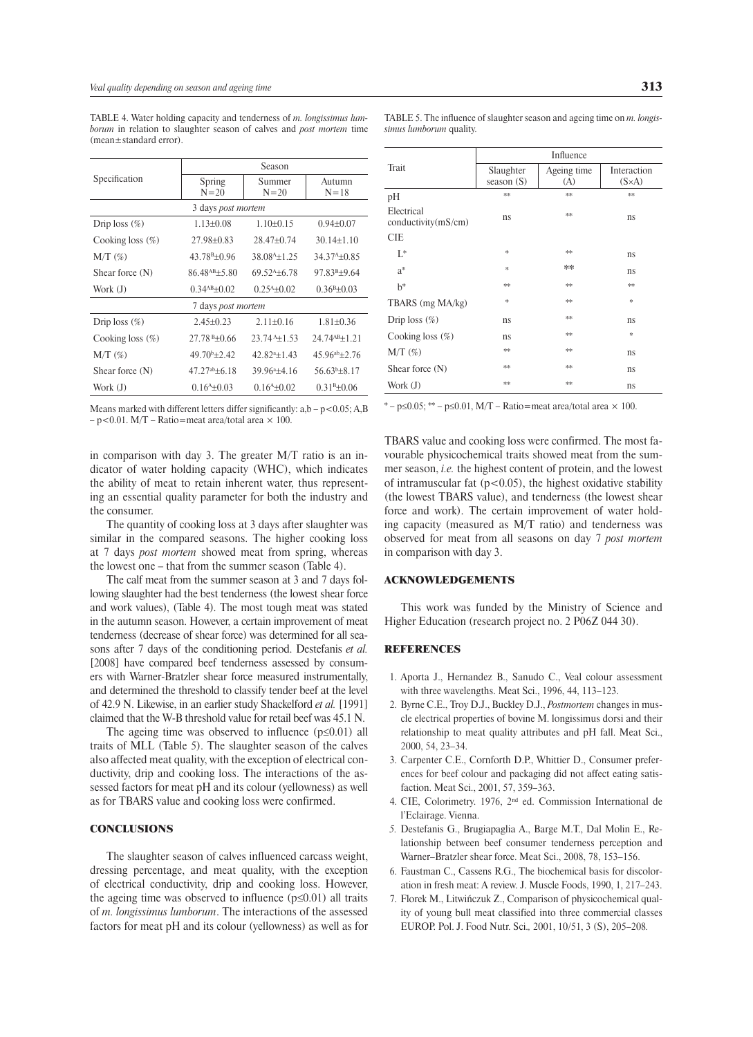TABLE 4. Water holding capacity and tenderness of *m. longissimus lumborum* in relation to slaughter season of calves and *post mortem* time (mean±standard error).

| Specification | Season | | |
|---|---|---|---|
| | Spring N=20 | Summer N=20 | Autumn N=18 |
| 3 days *post mortem* | | | |
| Drip loss (%) | 1.13±0.08 | 1.10±0.15 | 0.94±0.07 |
| Cooking loss (%) | 27.98±0.83 | 28.47±0.74 | 30.14±1.10 |
| M/T (%) | 43.78$^{B}$±0.96 | 38.08$^{A}$±1.25 | 34.37$^{A}$±0.85 |
| Shear force (N) | 86.48$^{AB}$±5.80 | 69.52$^{A}$±6.78 | 97.83$^{B}$±9.64 |
| Work (J) | 0.34$^{AB}$±0.02 | 0.25$^{A}$±0.02 | 0.36$^{B}$±0.03 |
| 7 days *post mortem* | | | |
| Drip loss (%) | 2.45±0.23 | 2.11±0.16 | 1.81±0.36 |
| Cooking loss (%) | 27.78$^{B}$±0.66 | 23.74$^{A}$±1.53 | 24.74$^{AB}$±1.21 |
| M/T (%) | 49.70$^{b}$±2.42 | 42.82$^{a}$±1.43 | 45.96$^{ab}$±2.76 |
| Shear force (N) | 47.27$^{ab}$±6.18 | 39.96$^{a}$±4.16 | 56.63$^{b}$±8.17 |
| Work (J) | 0.16$^{A}$±0.03 | 0.16$^{A}$±0.02 | 0.31$^{B}$±0.06 |

Means marked with different letters differ significantly: a,b – $p<0.05$; A,B – $p<0.01$. M/T – Ratio=meat area/total area × 100.

TABLE 5. The influence of slaughter season and ageing time on *m. longissimus lumborum* quality.

| Trait | Influence | | |
|---|---|---|---|
| | Slaughter season (S) | Ageing time (A) | Interaction (S×A) |
| pH | ** | ** | ** |
| Electrical conductivity(mS/cm) | ns | ** | ns |
| CIE | | | |
| L* | * | ** | ns |
| a* | * | ** | ns |
| b* | ** | ** | ** |
| TBARS (mg MA/kg) | * | ** | * |
| Drip loss (%) | ns | ** | ns |
| Cooking loss (%) | ns | ** | * |
| M/T (%) | ** | ** | ns |
| Shear force (N) | ** | ** | ns |
| Work (J) | ** | ** | ns |

* – $p\leq0.05$; ** – $p\leq0.01$, M/T – Ratio=meat area/total area × 100.

in comparison with day 3. The greater M/T ratio is an indicator of water holding capacity (WHC), which indicates the ability of meat to retain inherent water, thus representing an essential quality parameter for both the industry and the consumer.

The quantity of cooking loss at 3 days after slaughter was similar in the compared seasons. The higher cooking loss at 7 days *post mortem* showed meat from spring, whereas the lowest one – that from the summer season (Table 4).

The calf meat from the summer season at 3 and 7 days following slaughter had the best tenderness (the lowest shear force and work values), (Table 4). The most tough meat was stated in the autumn season. However, a certain improvement of meat tenderness (decrease of shear force) was determined for all seasons after 7 days of the conditioning period. Destefanis *et al.* [2008] have compared beef tenderness assessed by consumers with Warner-Bratzler shear force measured instrumentally, and determined the threshold to classify tender beef at the level of 42.9 N. Likewise, in an earlier study Shackelford *et al.* [1991] claimed that the W-B threshold value for retail beef was 45.1 N.

The ageing time was observed to influence ($p\leq0.01$) all traits of MLL (Table 5). The slaughter season of the calves also affected meat quality, with the exception of electrical conductivity, drip and cooking loss. The interactions of the assessed factors for meat pH and its colour (yellowness) as well as for TBARS value and cooking loss were confirmed.

## CONCLUSIONS

The slaughter season of calves influenced carcass weight, dressing percentage, and meat quality, with the exception of electrical conductivity, drip and cooking loss. However, the ageing time was observed to influence ($p\leq0.01$) all traits of *m. longissimus lumborum*. The interactions of the assessed factors for meat pH and its colour (yellowness) as well as for TBARS value and cooking loss were confirmed. The most favourable physicochemical traits showed meat from the summer season, *i.e.* the highest content of protein, and the lowest of intramuscular fat ($p<0.05$), the highest oxidative stability (the lowest TBARS value), and tenderness (the lowest shear force and work). The certain improvement of water holding capacity (measured as M/T ratio) and tenderness was observed for meat from all seasons on day 7 *post mortem* in comparison with day 3.

## ACKNOWLEDGEMENTS

This work was funded by the Ministry of Science and Higher Education (research project no. 2 P06Z 044 30).

## REFERENCES

1. Aporta J., Hernandez B., Sanudo C., Veal colour assessment with three wavelengths. Meat Sci., 1996, 44, 113–123.
2. Byrne C.E., Troy D.J., Buckley D.J., *Postmortem* changes in muscle electrical properties of bovine M. longissimus dorsi and their relationship to meat quality attributes and pH fall. Meat Sci., 2000, 54, 23–34.
3. Carpenter C.E., Cornforth D.P., Whittier D., Consumer preferences for beef colour and packaging did not affect eating satisfaction. Meat Sci., 2001, 57, 359–363.
4. CIE, Colorimetry. 1976, 2nd ed. Commission International de l'Eclairage. Vienna.
5. Destefanis G., Brugiapaglia A., Barge M.T., Dal Molin E., Relationship between beef consumer tenderness perception and Warner–Bratzler shear force. Meat Sci., 2008, 78, 153–156.
6. Faustman C., Cassens R.G., The biochemical basis for discoloration in fresh meat: A review. J. Muscle Foods, 1990, 1, 217–243.
7. Florek M., Litwińczuk Z., Comparison of physicochemical quality of young bull meat classified into three commercial classes EUROP. Pol. J. Food Nutr. Sci., 2001, 10/51, 3 (S), 205–208.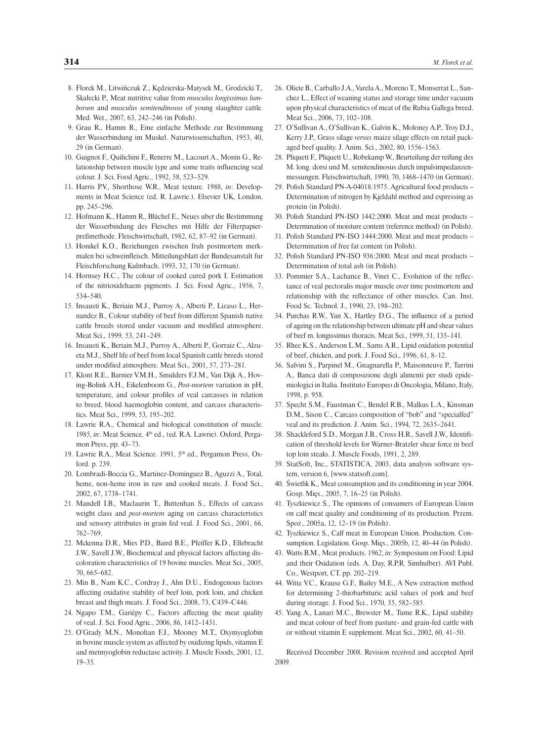8. Florek M., Litwińczuk Z., Kędzierska-Matysek M., Grodzicki T., Skałecki P., Meat nutritive value from *musculus longissimus lumborum* and *musculus semitendinosus* of young slaughter cattle. Med. Wet., 2007, 63, 242–246 (in Polish).
9. Grau R., Hamm R., Eine einfache Methode zur Bestimmung der Wasserbindung im Muskel. Naturwissenschaften, 1953, 40, 29 (in German).
10. Guignot F., Quilichini F., Renerre M., Lacourt A., Monin G., Relationship between muscle type and some traits influencing veal colour. J. Sci. Food Agric., 1992, 58, 523–529.
11. Harris P.V., Shorthose W.R., Meat texture. 1988, *in*: Developments in Meat Science (ed. R. Lawrie.). Elsevier UK, London. pp. 245–296.
12. Hofmann K., Hamm R., Blüchel E., Neues uber die Bestimmung der Wasserbindung des Fleisches mit Hilfe der Filterpapierpreßmethode. Fleischwirtschaft, 1982, 62, 87–92 (in German).
13. Honikel K.O., Beziehungen zwischen fruh postmortem merkmalen bei schweinfleisch. Mitteilungsblatt der Bundesanstalt fur Fleischforschung Kulmbach, 1993, 32, 170 (in German).
14. Hornsey H.C., The colour of cooked cured pork I. Estimation of the nitrioxidehaem pigments. J. Sci. Food Agric., 1956, 7, 534–540.
15. Insausti K., Beriain M.J., Purroy A., Alberti P., Lizaso L., Hernandez B., Colour stability of beef from different Spanish native cattle breeds stored under vacuum and modified atmosphere. Meat Sci., 1999, 53, 241–249.
16. Insausti K., Beriain M.J., Purroy A., Alberti P., Gorraiz C., Alzueta M.J., Shelf life of beef from local Spanish cattle breeds stored under modified atmosphere. Meat Sci., 2001, 57, 273–281.
17. Klont R.E., Barnier V.M.H., Smulders F.J.M., Van Dijk A., Hoving-Bolink A.H., Eikelenboom G., *Post-mortem* variation in pH, temperature, and colour profiles of veal carcasses in relation to breed, blood haemoglobin content, and carcass characteristics. Meat Sci., 1999, 53, 195–202.
18. Lawrie R.A., Chemical and biological constitution of muscle. 1985, *in*: Meat Science, 4th ed., (ed. R.A. Lawrie). Oxford, Pergamon Press, pp. 43–73.
19. Lawrie R.A., Meat Science. 1991, 5th ed., Pergamon Press, Oxford. p. 239.
20. Lombradi-Boccia G., Martinez-Dominguez B., Aguzzi A., Total, heme, non-heme iron in raw and cooked meats. J. Food Sci., 2002, 67, 1738–1741.
21. Mandell I.B., Maclaurin T., Buttenhan S., Effects of carcass weight class and *post-mortem* aging on carcass characteristics and sensory attributes in grain fed veal. J. Food Sci., 2001, 66, 762–769.
22. Mckenna D.R., Mies P.D., Baird B.E., Pfeiffer K.D., Ellebracht J.W., Savell J.W., Biochemical and physical factors affecting discoloration characteristics of 19 bovine muscles. Meat Sci., 2005, 70, 665–682.
23. Min B., Nam K.C., Cordray J., Ahn D.U., Endogenous factors affecting oxidative stability of beef loin, pork loin, and chicken breast and thigh meats. J. Food Sci., 2008, 73, C439–C446.
24. Ngapo T.M., Gariépy C., Factors affecting the meat quality of veal. J. Sci. Food Agric., 2006, 86, 1412–1431.
25. O'Grady M.N., Monohan F.J., Mooney M.T., Oxymyoglobin in bovine muscle system as affected by oxidizing lipids, vitamin E and metmyoglobin reductase activity. J. Muscle Foods, 2001, 12, 19–35.
26. Oliete B., Carballo J.A., Varela A., Moreno T., Monserrat L., Sanchez L., Effect of weaning status and storage time under vacuum upon physical characteristics of meat of the Rubia Gallega breed. Meat Sci., 2006, 73, 102–108.
27. O'Sullivan A., O'Sullivan K., Galvin K., Moloney A.P., Troy D.J., Kerry J.P., Grass silage *versus* maize silage effects on retail packaged beef quality. J. Anim. Sci., 2002, 80, 1556–1563.
28. Pliquett F., Pliquett U., Robekamp W., Beurteilung der reifung des M. long. dorsi und M. semitendinosus durch impulsimpedanzenmessungen. Fleischwirtschaft, 1990, 70, 1468–1470 (in German).
29. Polish Standard PN-A-04018:1975. Agricultural food products – Determination of nitrogen by Kjeldahl method and expressing as protein (in Polish).
30. Polish Standard PN-ISO 1442:2000. Meat and meat products – Determination of moisture content (reference method) (in Polish).
31. Polish Standard PN-ISO 1444:2000. Meat and meat products – Determination of free fat content (in Polish).
32. Polish Standard PN-ISO 936:2000. Meat and meat products – Determination of total ash (in Polish).
33. Pommier S.A., Lachance B., Vinet C., Evolution of the reflectance of veal pectoralis major muscle over time postmortem and relationship with the reflectance of other muscles. Can. Inst. Food Sc. Technol. J., 1990, 23, 198–202.
34. Purchas R.W., Yan X., Hartley D.G., The influence of a period of ageing on the relationship between ultimate pH and shear values of beef m. longissimus thoracis. Meat Sci., 1999, 51, 135–141.
35. Rhee K.S., Anderson L.M., Sams A.R., Lipid oxidation potential of beef, chicken, and pork. J. Food Sci., 1996, 61, 8–12.
36. Salvini S., Parpinel M., Gnagnarella P., Maisonneuve P., Turrini A., Banca dati di composizione degli alimenti per studi epidemiologici in Italia. Instituto Europeo di Oncologia, Milano, Italy, 1998, p. 958.
37. Specht S.M., Faustman C., Bendel R.B., Malkus L.A., Kinsman D.M., Sison C., Carcass composition of "bob" and "specialfed" veal and its prediction. J. Anim. Sci., 1994, 72, 2635–2641.
38. Shackleford S.D., Morgan J.B., Cross H.R., Savell J.W., Identification of threshold levels for Warner-Bratzler shear force in beef top loin steaks. J. Muscle Foods, 1991, 2, 289.
39. StatSoft, Inc., STATISTICA, 2003, data analysis software system, version 6, [www.statsoft.com].
40. Świetlik K., Meat consumption and its conditioning in year 2004. Gosp. Mięs., 2005, 7, 16–25 (in Polish).
41. Tyszkiewicz S., The opinions of consumers of European Union on calf meat quality and conditioning of its production. Przem. Spoż., 2005a, 12, 12–19 (in Polish).
42. Tyszkiewicz S., Calf meat in European Union. Production. Consumption. Legislation. Gosp. Mięs., 2005b, 12, 40–44 (in Polish).
43. Watts B.M., Meat products. 1962, *in:* Symposium on Food: Lipid and their Oxidation (eds. A. Day, R.P.R. Simhulber). AVI Publ. Co., Westport, CT. pp. 202–219.
44. Witte V.C., Krause G.F., Bailey M.E., A New extraction method for determining 2-thiobarbituric acid values of pork and beef during storage. J. Food Sci., 1970, 35, 582–585.
45. Yang A., Lanari M.C., Brewster M., Tume R.K., Lipid stability and meat colour of beef from pasture- and grain-fed cattle with or without vitamin E supplement. Meat Sci., 2002, 60, 41–50.

Received December 2008. Revision received and accepted April 2009.